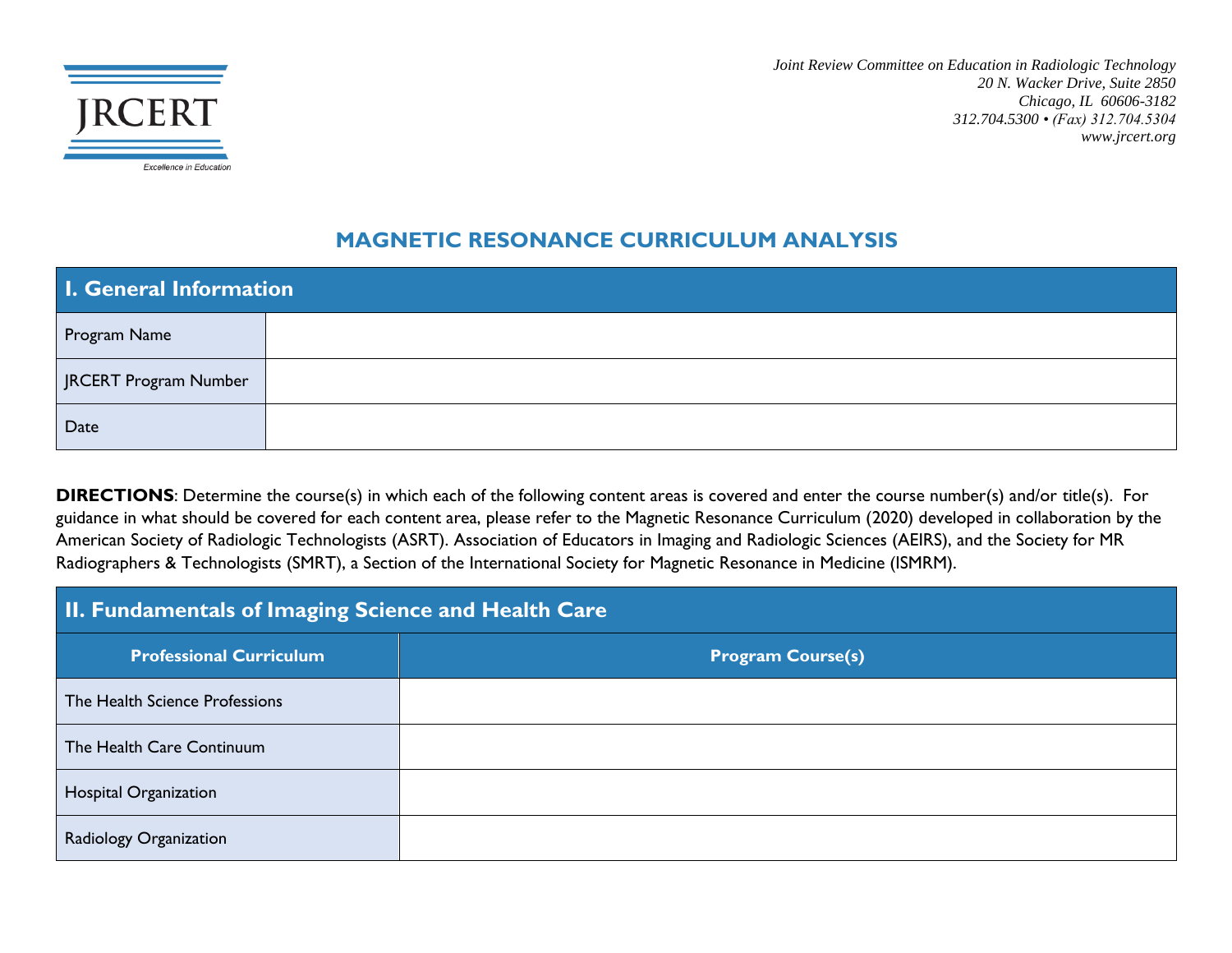JRCERT

*Excellence in Education*

*Joint Review Committee on Education in Radiologic Technology*
*20 N. Wacker Drive, Suite 2850*
*Chicago, IL 60606-3182*
*312.704.5300 • (Fax) 312.704.5304*
*www.jrcert.org*

# MAGNETIC RESONANCE CURRICULUM ANALYSIS

| I. General Information | |
|---|---|
| Program Name | |
| JRCERT Program Number | |
| Date | |

**DIRECTIONS**: Determine the course(s) in which each of the following content areas is covered and enter the course number(s) and/or title(s). For guidance in what should be covered for each content area, please refer to the Magnetic Resonance Curriculum (2020) developed in collaboration by the American Society of Radiologic Technologists (ASRT). Association of Educators in Imaging and Radiologic Sciences (AEIRS), and the Society for MR Radiographers & Technologists (SMRT), a Section of the International Society for Magnetic Resonance in Medicine (ISMRM).

## II. Fundamentals of Imaging Science and Health Care

| Professional Curriculum | Program Course(s) |
|---|---|
| The Health Science Professions | |
| The Health Care Continuum | |
| Hospital Organization | |
| Radiology Organization | |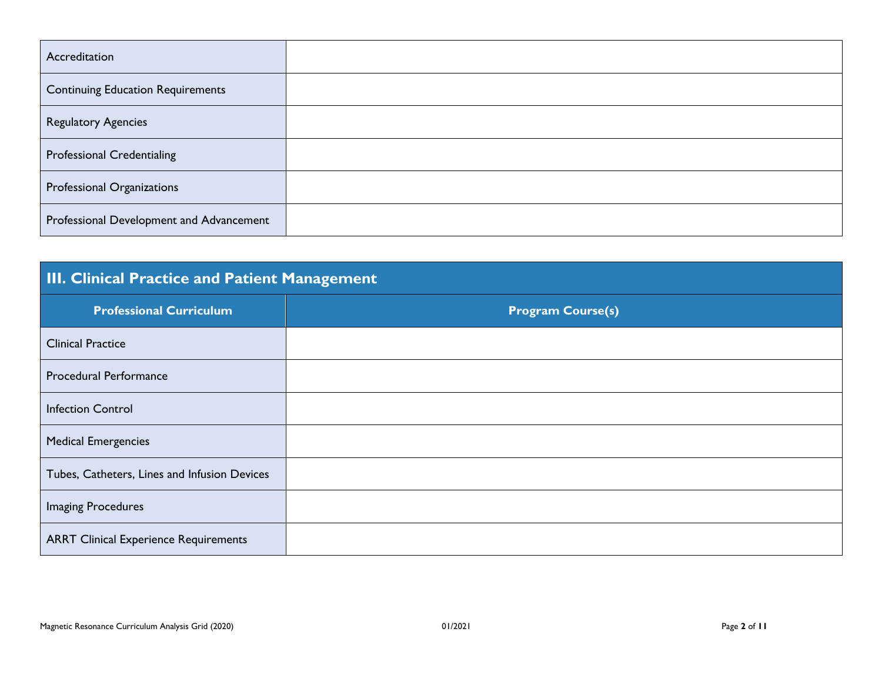| | |
|---|---|
| Accreditation | |
| Continuing Education Requirements | |
| Regulatory Agencies | |
| Professional Credentialing | |
| Professional Organizations | |
| Professional Development and Advancement | |

## III. Clinical Practice and Patient Management

| Professional Curriculum | Program Course(s) |
|---|---|
| Clinical Practice | |
| Procedural Performance | |
| Infection Control | |
| Medical Emergencies | |
| Tubes, Catheters, Lines and Infusion Devices | |
| Imaging Procedures | |
| ARRT Clinical Experience Requirements | |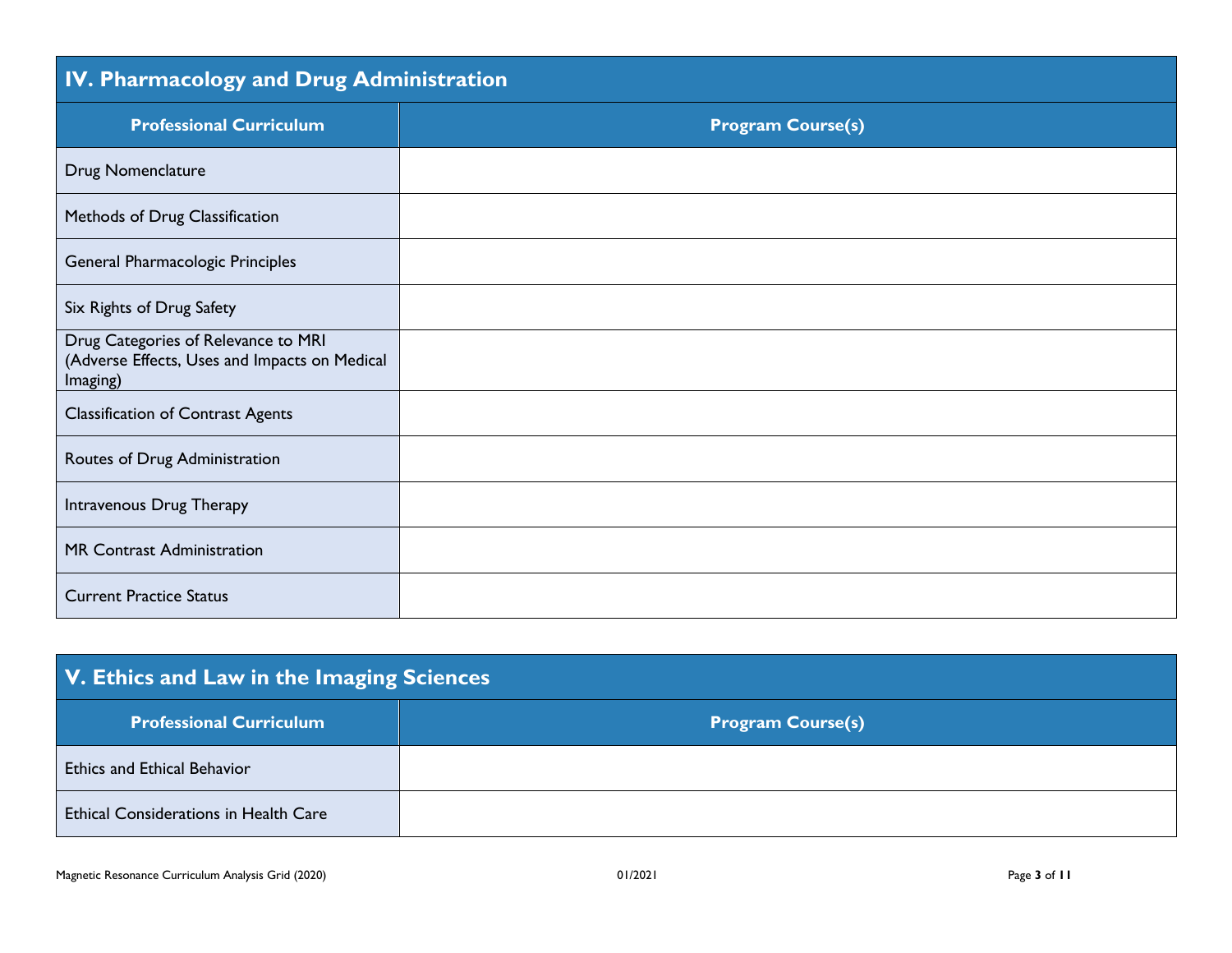## IV. Pharmacology and Drug Administration

| Professional Curriculum | Program Course(s) |
| --- | --- |
| Drug Nomenclature | |
| Methods of Drug Classification | |
| General Pharmacologic Principles | |
| Six Rights of Drug Safety | |
| Drug Categories of Relevance to MRI (Adverse Effects, Uses and Impacts on Medical Imaging) | |
| Classification of Contrast Agents | |
| Routes of Drug Administration | |
| Intravenous Drug Therapy | |
| MR Contrast Administration | |
| Current Practice Status | |

## V. Ethics and Law in the Imaging Sciences

| Professional Curriculum | Program Course(s) |
| --- | --- |
| Ethics and Ethical Behavior | |
| Ethical Considerations in Health Care | |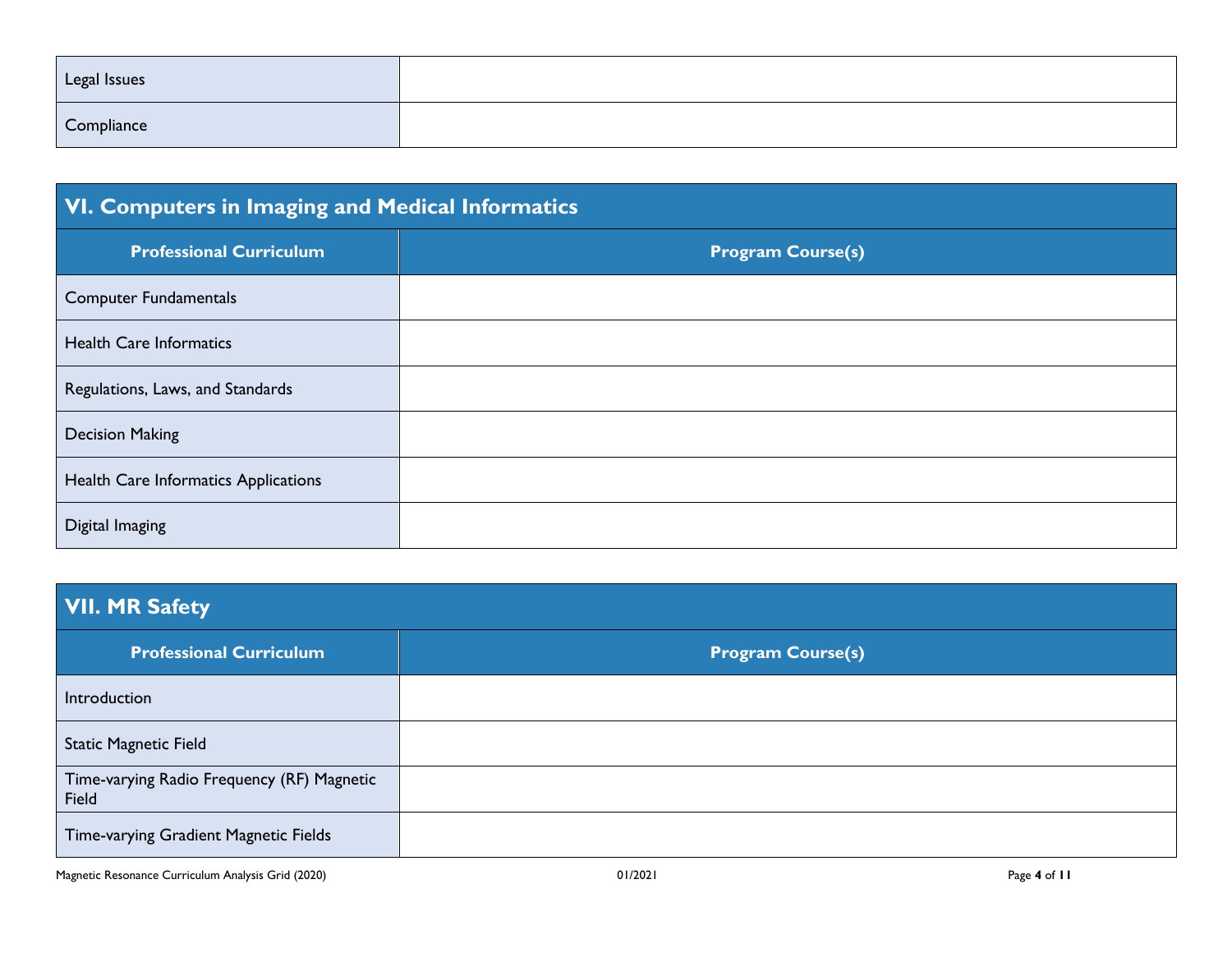| | |
|---|---|
| Legal Issues | |
| Compliance | |

## VI. Computers in Imaging and Medical Informatics

| Professional Curriculum | Program Course(s) |
|---|---|
| Computer Fundamentals | |
| Health Care Informatics | |
| Regulations, Laws, and Standards | |
| Decision Making | |
| Health Care Informatics Applications | |
| Digital Imaging | |

## VII. MR Safety

| Professional Curriculum | Program Course(s) |
|---|---|
| Introduction | |
| Static Magnetic Field | |
| Time-varying Radio Frequency (RF) Magnetic Field | |
| Time-varying Gradient Magnetic Fields | |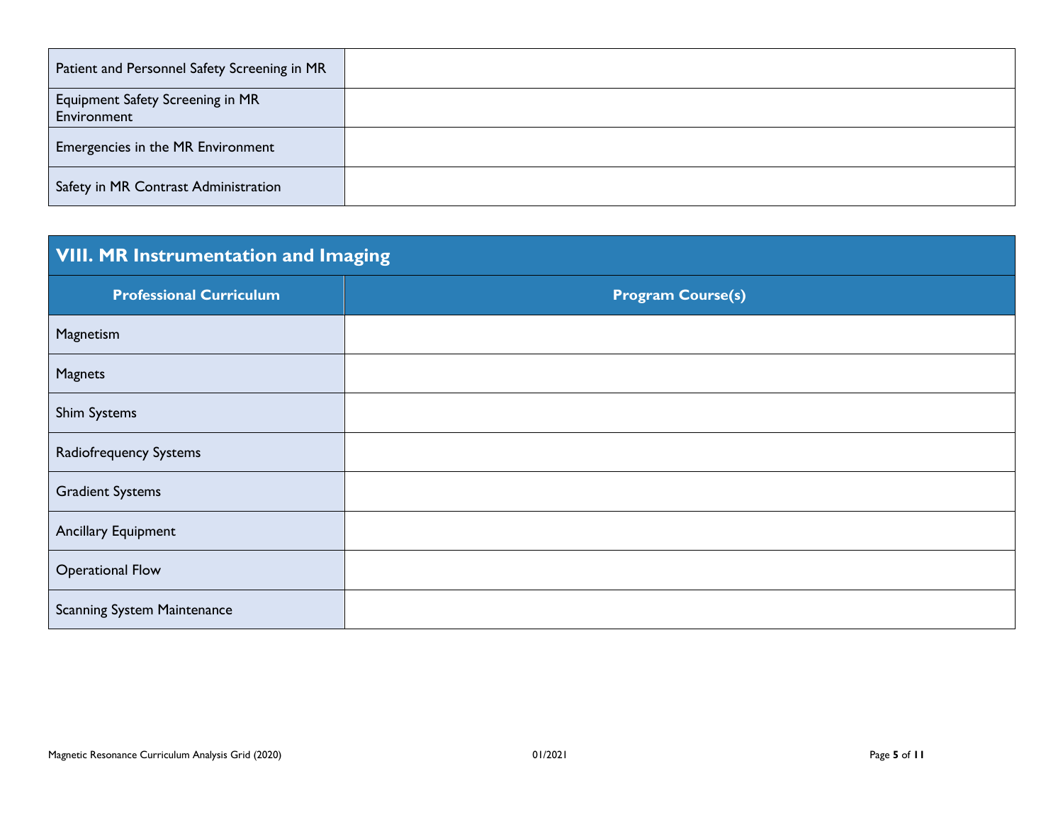| | |
|---|---|
| Patient and Personnel Safety Screening in MR | |
| Equipment Safety Screening in MR Environment | |
| Emergencies in the MR Environment | |
| Safety in MR Contrast Administration | |

## VIII. MR Instrumentation and Imaging

| Professional Curriculum | Program Course(s) |
|---|---|
| Magnetism | |
| Magnets | |
| Shim Systems | |
| Radiofrequency Systems | |
| Gradient Systems | |
| Ancillary Equipment | |
| Operational Flow | |
| Scanning System Maintenance | |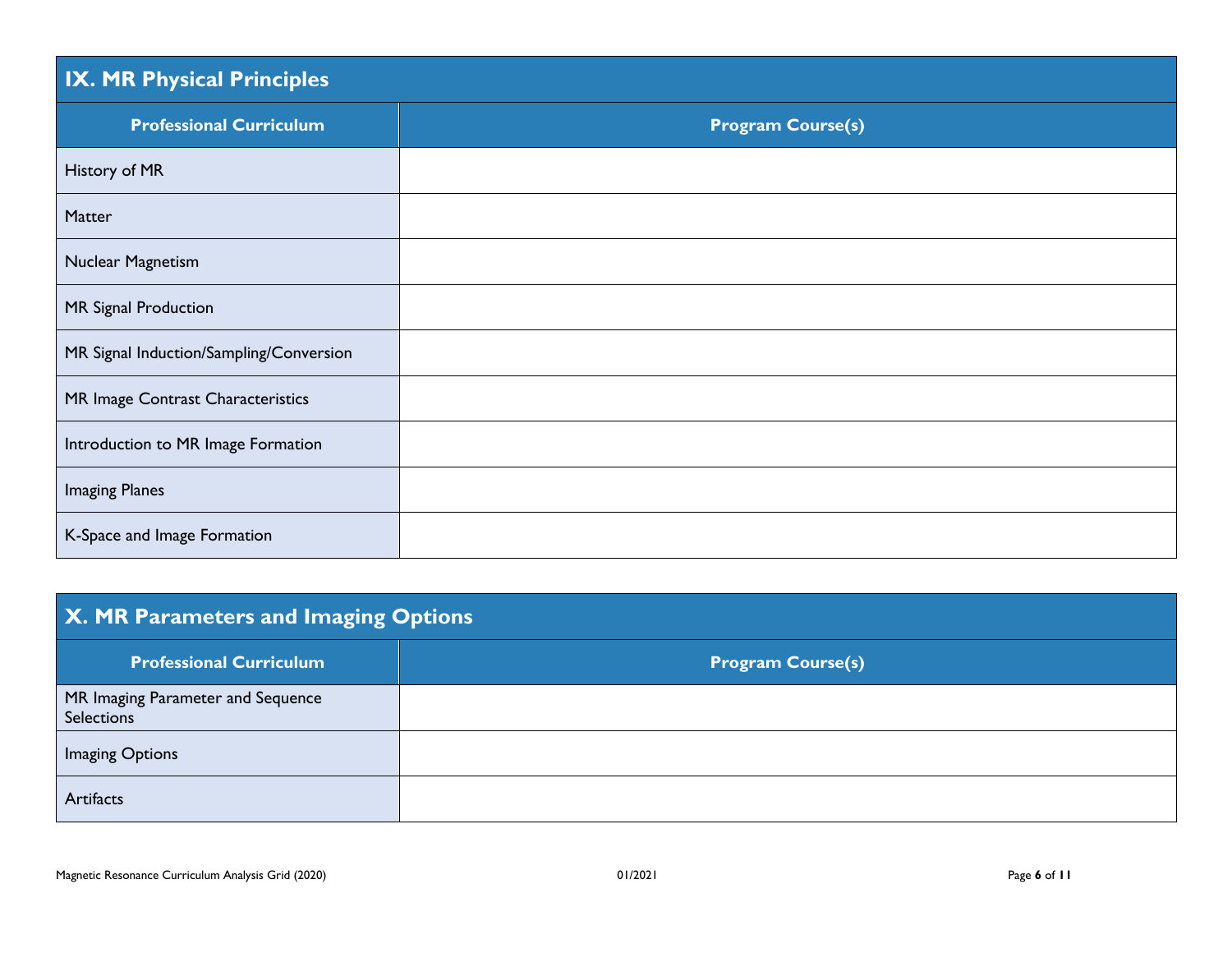## IX. MR Physical Principles

| Professional Curriculum | Program Course(s) |
|---|---|
| History of MR | |
| Matter | |
| Nuclear Magnetism | |
| MR Signal Production | |
| MR Signal Induction/Sampling/Conversion | |
| MR Image Contrast Characteristics | |
| Introduction to MR Image Formation | |
| Imaging Planes | |
| K-Space and Image Formation | |

## X. MR Parameters and Imaging Options

| Professional Curriculum | Program Course(s) |
|---|---|
| MR Imaging Parameter and Sequence Selections | |
| Imaging Options | |
| Artifacts | |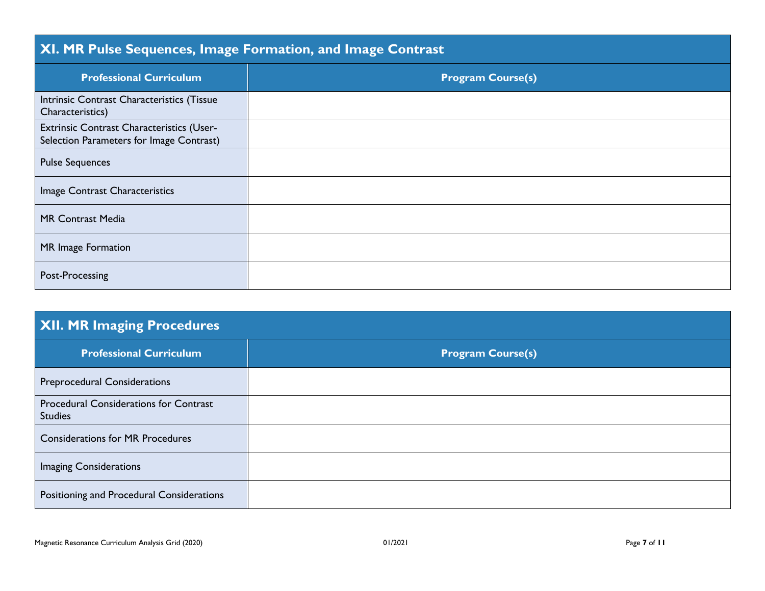## XI. MR Pulse Sequences, Image Formation, and Image Contrast

| Professional Curriculum | Program Course(s) |
|---|---|
| Intrinsic Contrast Characteristics (Tissue Characteristics) | |
| Extrinsic Contrast Characteristics (User-Selection Parameters for Image Contrast) | |
| Pulse Sequences | |
| Image Contrast Characteristics | |
| MR Contrast Media | |
| MR Image Formation | |
| Post-Processing | |

## XII. MR Imaging Procedures

| Professional Curriculum | Program Course(s) |
|---|---|
| Preprocedural Considerations | |
| Procedural Considerations for Contrast Studies | |
| Considerations for MR Procedures | |
| Imaging Considerations | |
| Positioning and Procedural Considerations | |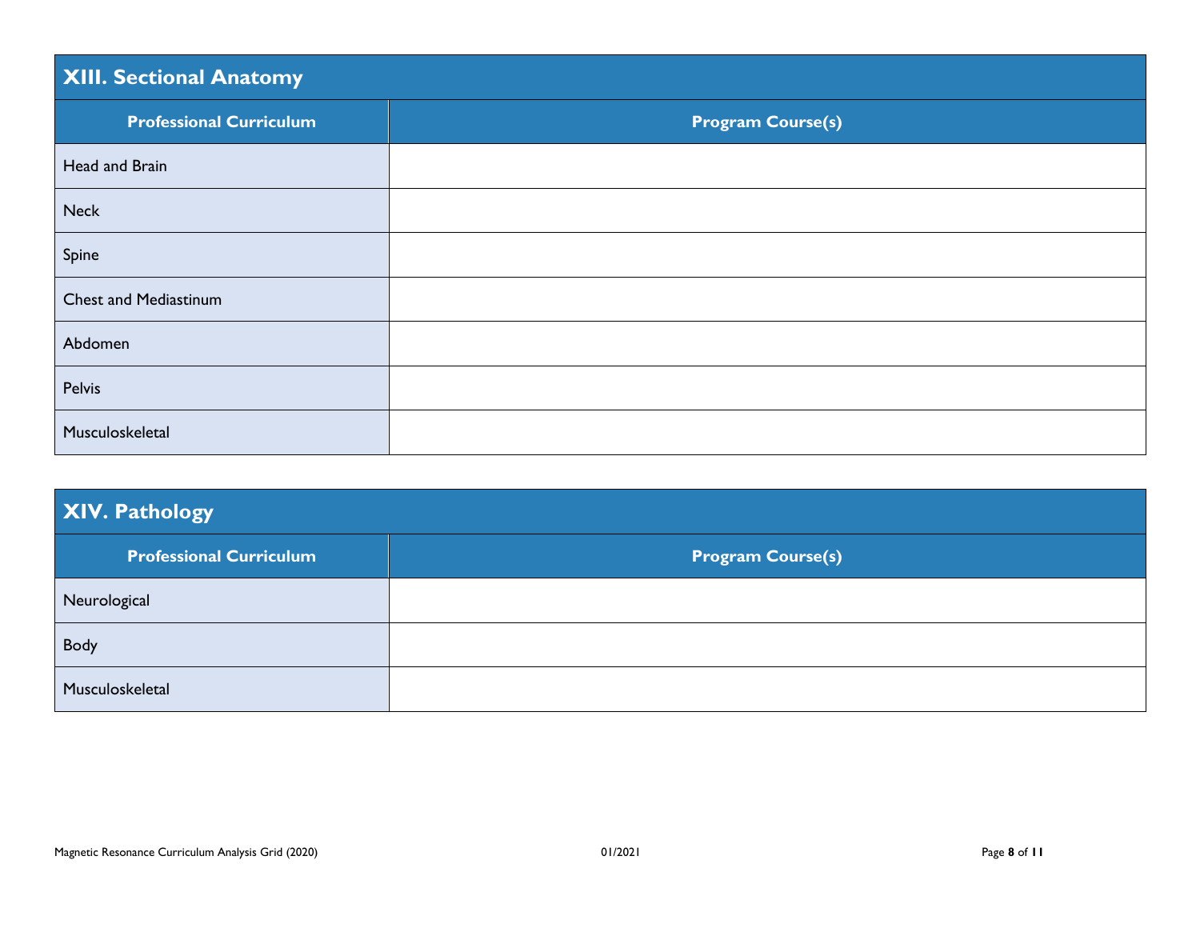## XIII. Sectional Anatomy

| Professional Curriculum | Program Course(s) |
|---|---|
| Head and Brain | |
| Neck | |
| Spine | |
| Chest and Mediastinum | |
| Abdomen | |
| Pelvis | |
| Musculoskeletal | |

## XIV. Pathology

| Professional Curriculum | Program Course(s) |
|---|---|
| Neurological | |
| Body | |
| Musculoskeletal | |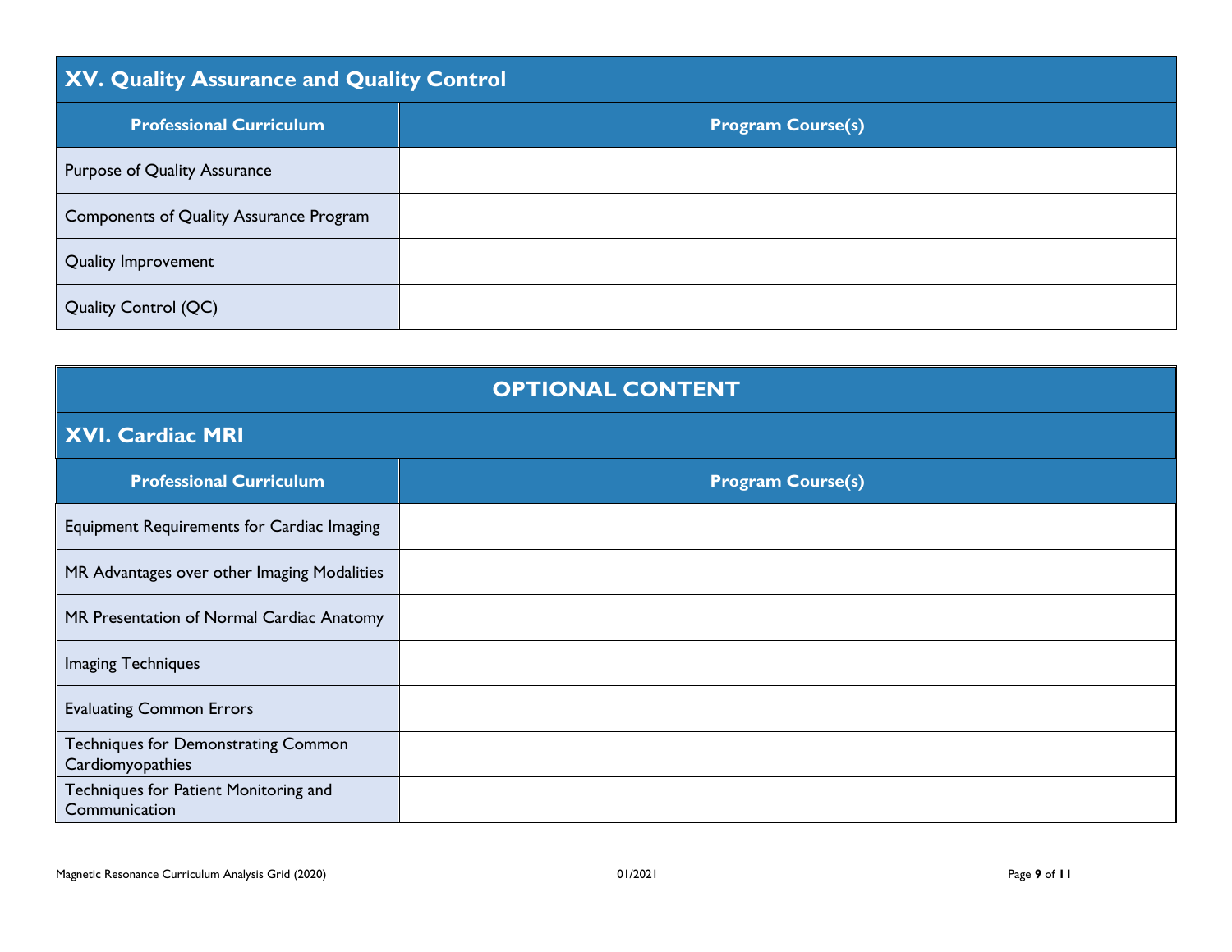## XV. Quality Assurance and Quality Control

| Professional Curriculum | Program Course(s) |
|---|---|
| Purpose of Quality Assurance | |
| Components of Quality Assurance Program | |
| Quality Improvement | |
| Quality Control (QC) | |

# OPTIONAL CONTENT

## XVI. Cardiac MRI

| Professional Curriculum | Program Course(s) |
|---|---|
| Equipment Requirements for Cardiac Imaging | |
| MR Advantages over other Imaging Modalities | |
| MR Presentation of Normal Cardiac Anatomy | |
| Imaging Techniques | |
| Evaluating Common Errors | |
| Techniques for Demonstrating Common Cardiomyopathies | |
| Techniques for Patient Monitoring and Communication | |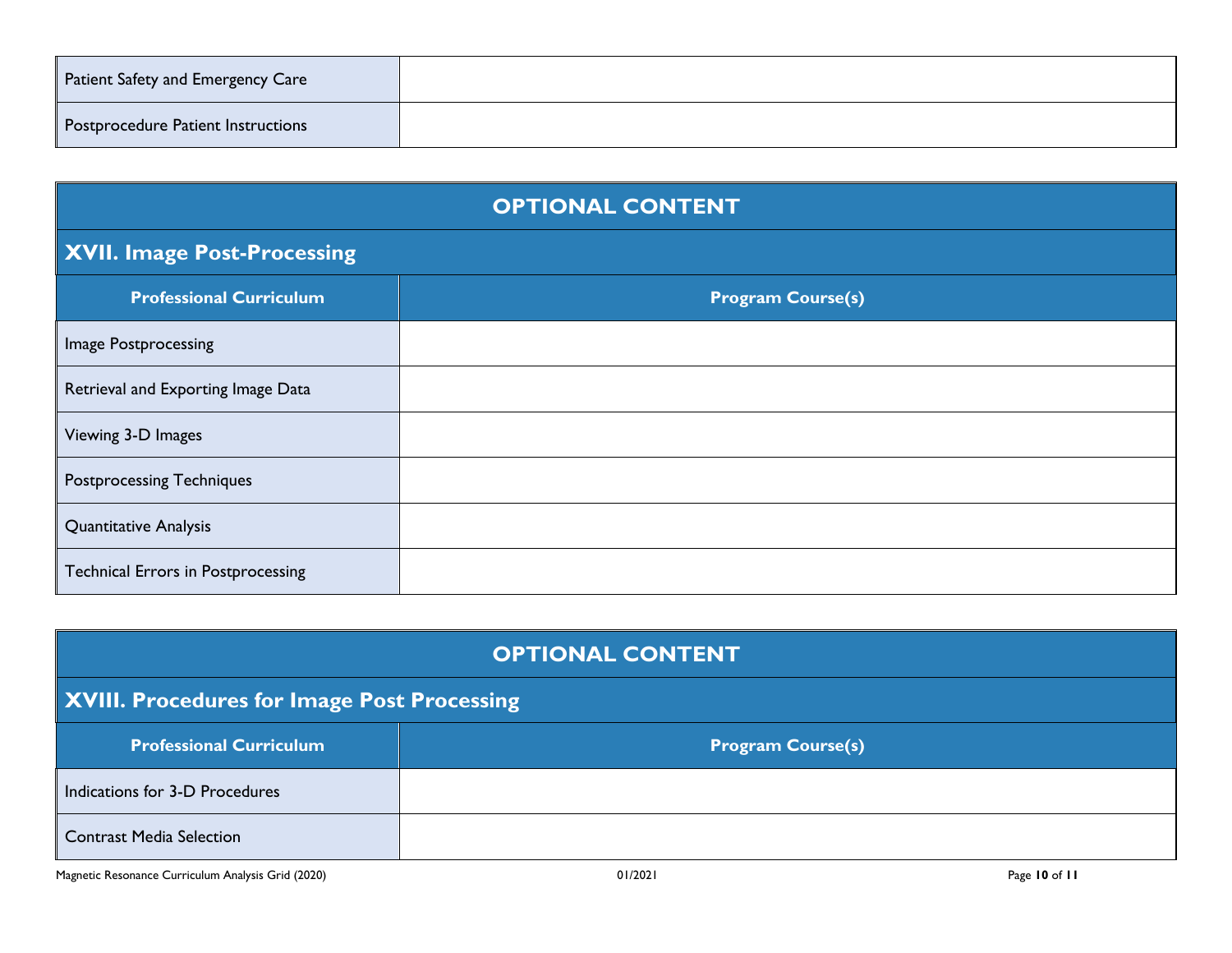| | |
|---|---|
| Patient Safety and Emergency Care | |
| Postprocedure Patient Instructions | |

## OPTIONAL CONTENT

### XVII. Image Post-Processing

| Professional Curriculum | Program Course(s) |
|---|---|
| Image Postprocessing | |
| Retrieval and Exporting Image Data | |
| Viewing 3-D Images | |
| Postprocessing Techniques | |
| Quantitative Analysis | |
| Technical Errors in Postprocessing | |

## OPTIONAL CONTENT

### XVIII. Procedures for Image Post Processing

| Professional Curriculum | Program Course(s) |
|---|---|
| Indications for 3-D Procedures | |
| Contrast Media Selection | |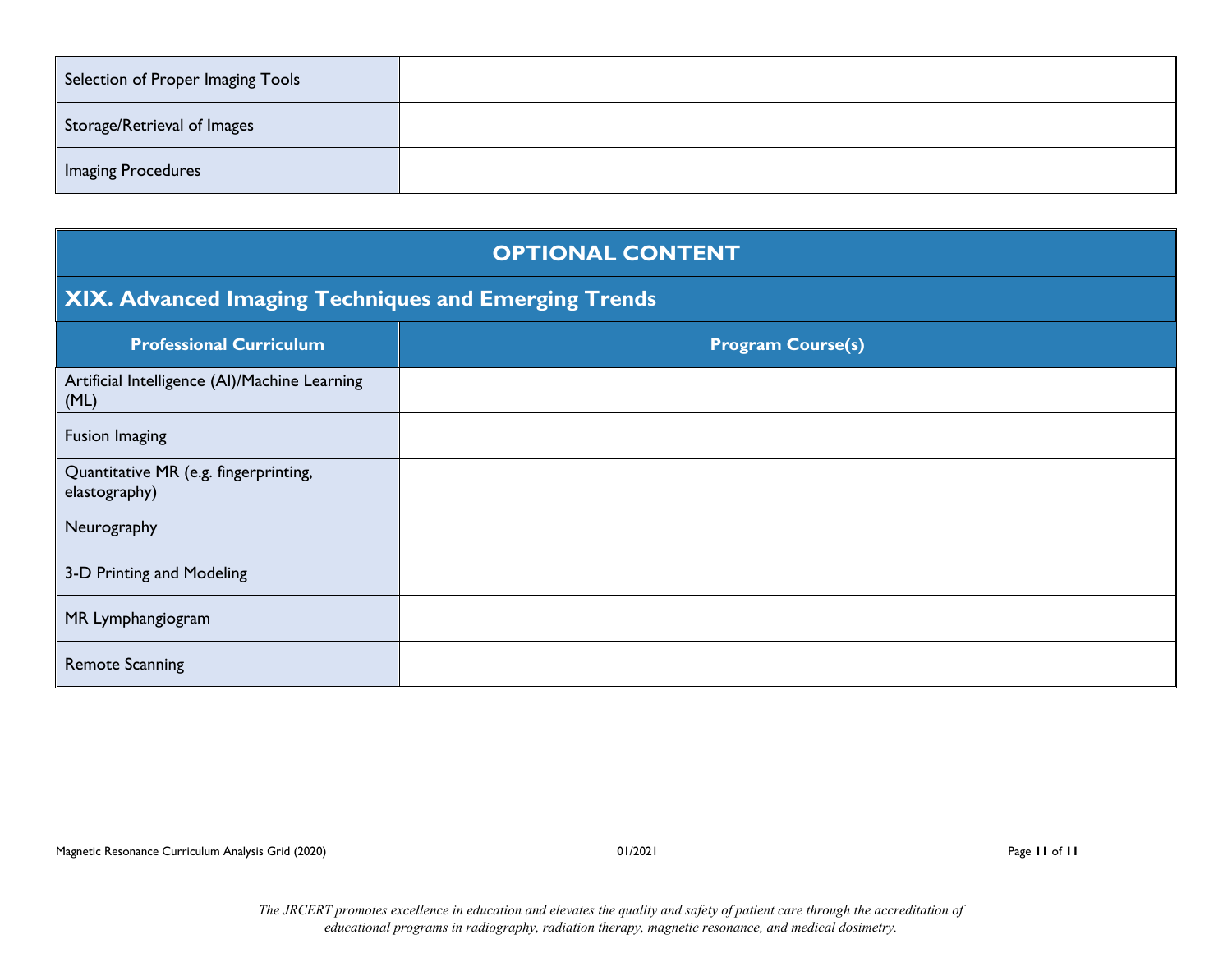| | |
|---|---|
| Selection of Proper Imaging Tools | |
| Storage/Retrieval of Images | |
| Imaging Procedures | |

## OPTIONAL CONTENT

### XIX. Advanced Imaging Techniques and Emerging Trends

| Professional Curriculum | Program Course(s) |
|---|---|
| Artificial Intelligence (AI)/Machine Learning (ML) | |
| Fusion Imaging | |
| Quantitative MR (e.g. fingerprinting, elastography) | |
| Neurography | |
| 3-D Printing and Modeling | |
| MR Lymphangiogram | |
| Remote Scanning | |

*The JRCERT promotes excellence in education and elevates the quality and safety of patient care through the accreditation of educational programs in radiography, radiation therapy, magnetic resonance, and medical dosimetry.*